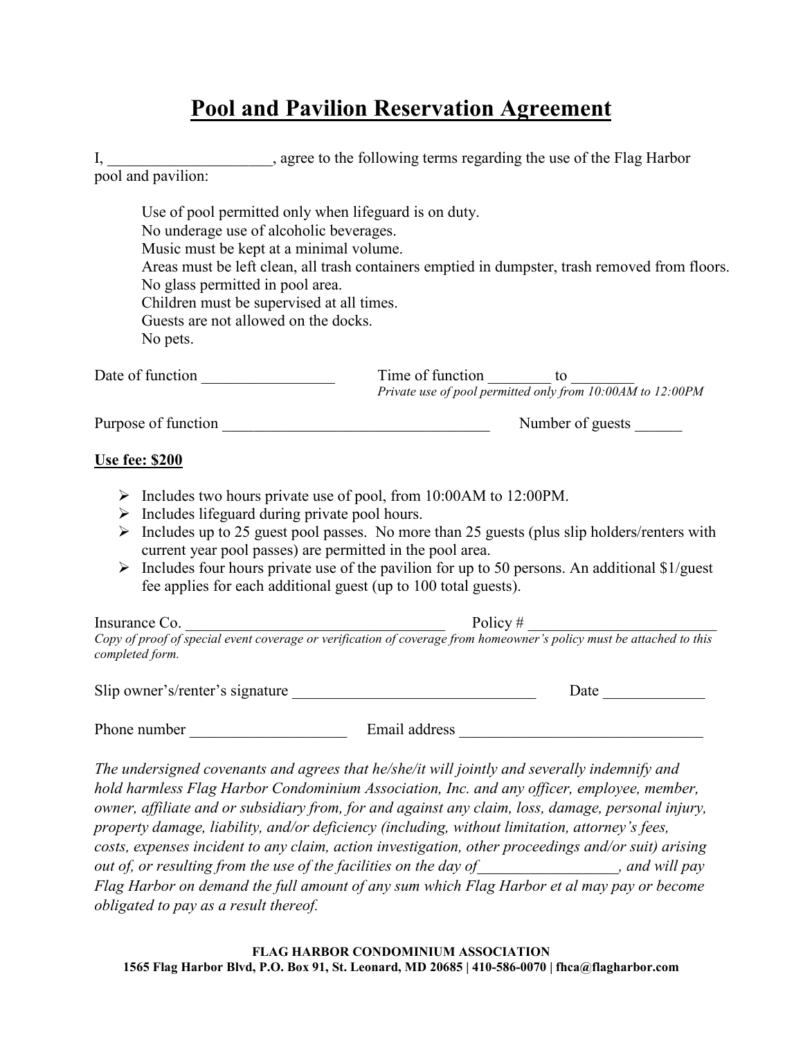# Pool and Pavilion Reservation Agreement

I, _____________________, agree to the following terms regarding the use of the Flag Harbor pool and pavilion:

Use of pool permitted only when lifeguard is on duty.
No underage use of alcoholic beverages.
Music must be kept at a minimal volume.
Areas must be left clean, all trash containers emptied in dumpster, trash removed from floors.
No glass permitted in pool area.
Children must be supervised at all times.
Guests are not allowed on the docks.
No pets.

Date of function _________________ Time of function ________ to ________
*Private use of pool permitted only from 10:00AM to 12:00PM*

Purpose of function __________________________________ Number of guests ______

**Use fee: $200**

- Includes two hours private use of pool, from 10:00AM to 12:00PM.
- Includes lifeguard during private pool hours.
- Includes up to 25 guest pool passes. No more than 25 guests (plus slip holders/renters with current year pool passes) are permitted in the pool area.
- Includes four hours private use of the pavilion for up to 50 persons. An additional $1/guest fee applies for each additional guest (up to 100 total guests).

Insurance Co. __________________________________ Policy # ________________________
*Copy of proof of special event coverage or verification of coverage from homeowner's policy must be attached to this completed form.*

Slip owner's/renter's signature _______________________________ Date _____________

Phone number ____________________ Email address _______________________________

*The undersigned covenants and agrees that he/she/it will jointly and severally indemnify and hold harmless Flag Harbor Condominium Association, Inc. and any officer, employee, member, owner, affiliate and or subsidiary from, for and against any claim, loss, damage, personal injury, property damage, liability, and/or deficiency (including, without limitation, attorney's fees, costs, expenses incident to any claim, action investigation, other proceedings and/or suit) arising out of, or resulting from the use of the facilities on the day of_________________, and will pay Flag Harbor on demand the full amount of any sum which Flag Harbor et al may pay or become obligated to pay as a result thereof.*

**FLAG HARBOR CONDOMINIUM ASSOCIATION**
**1565 Flag Harbor Blvd, P.O. Box 91, St. Leonard, MD 20685 | 410-586-0070 | fhca@flagharbor.com**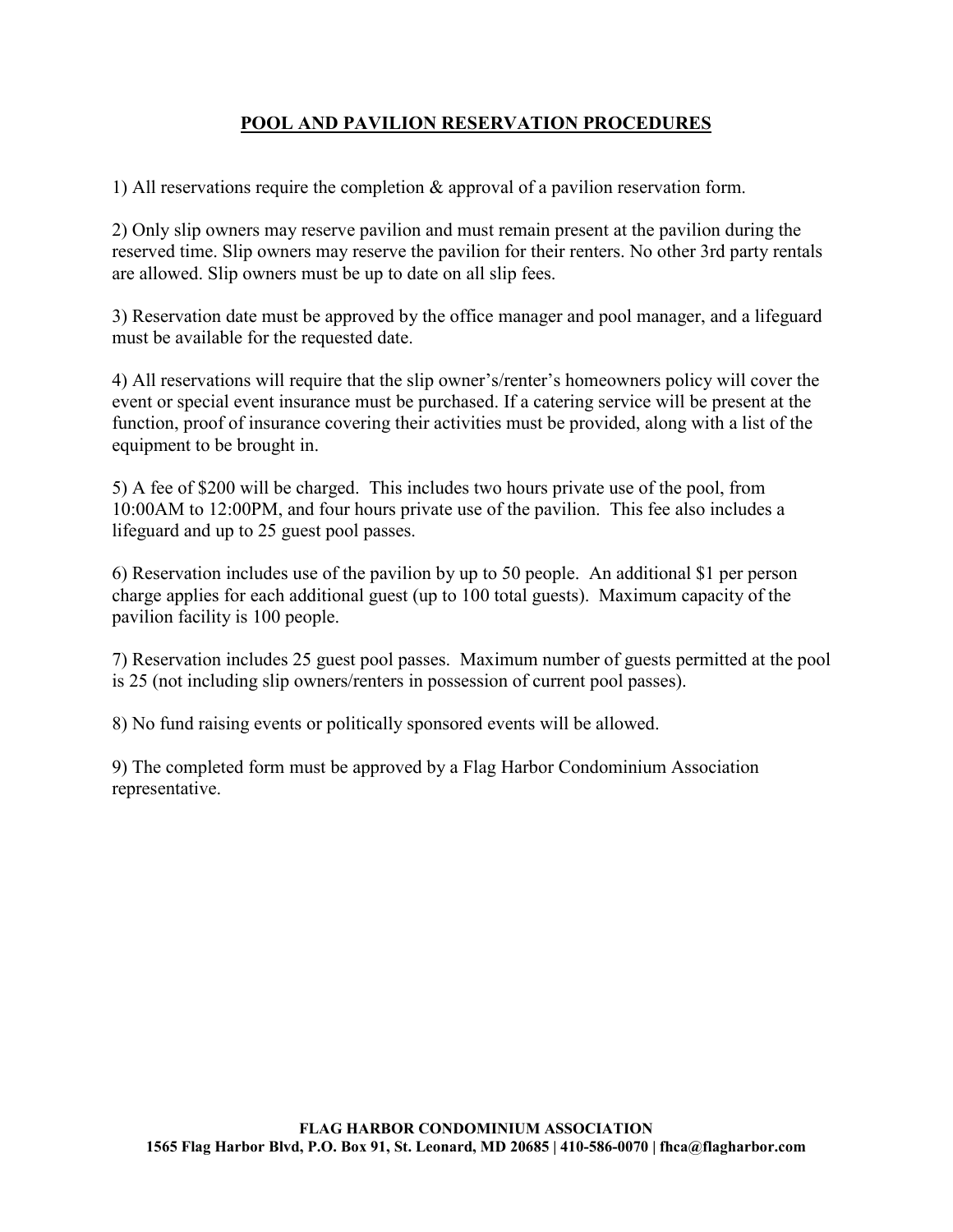## POOL AND PAVILION RESERVATION PROCEDURES

1) All reservations require the completion & approval of a pavilion reservation form.

2) Only slip owners may reserve pavilion and must remain present at the pavilion during the reserved time. Slip owners may reserve the pavilion for their renters. No other 3rd party rentals are allowed. Slip owners must be up to date on all slip fees.

3) Reservation date must be approved by the office manager and pool manager, and a lifeguard must be available for the requested date.

4) All reservations will require that the slip owner's/renter's homeowners policy will cover the event or special event insurance must be purchased. If a catering service will be present at the function, proof of insurance covering their activities must be provided, along with a list of the equipment to be brought in.

5) A fee of $200 will be charged. This includes two hours private use of the pool, from 10:00AM to 12:00PM, and four hours private use of the pavilion. This fee also includes a lifeguard and up to 25 guest pool passes.

6) Reservation includes use of the pavilion by up to 50 people. An additional $1 per person charge applies for each additional guest (up to 100 total guests). Maximum capacity of the pavilion facility is 100 people.

7) Reservation includes 25 guest pool passes. Maximum number of guests permitted at the pool is 25 (not including slip owners/renters in possession of current pool passes).

8) No fund raising events or politically sponsored events will be allowed.

9) The completed form must be approved by a Flag Harbor Condominium Association representative.

**FLAG HARBOR CONDOMINIUM ASSOCIATION**
**1565 Flag Harbor Blvd, P.O. Box 91, St. Leonard, MD 20685 | 410-586-0070 | fhca@flagharbor.com**